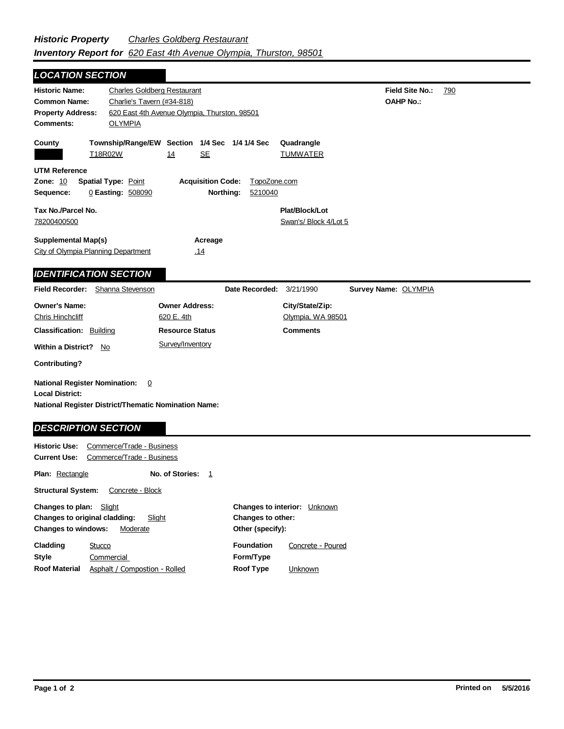***Historic Property*** *Charles Goldberg Restaurant*
***Inventory Report for*** *620 East 4th Avenue Olympia, Thurston, 98501*

## LOCATION SECTION

**Historic Name:** Charles Goldberg Restaurant
**Common Name:** Charlie's Tavern (#34-818)
**Property Address:** 620 East 4th Avenue Olympia, Thurston, 98501
**Comments:** OLYMPIA

**Field Site No.:** 790
**OAHP No.:**

| County | Township/Range/EW | Section | 1/4 Sec | 1/4 1/4 Sec | Quadrangle |
|---|---|---|---|---|---|
| | T18R02W | 14 | SE | | TUMWATER |

**UTM Reference**
**Zone:** 10 **Spatial Type:** Point **Acquisition Code:** TopoZone.com
**Sequence:** 0 **Easting:** 508090 **Northing:** 5210040

**Tax No./Parcel No.** 78200400500
**Plat/Block/Lot** Swan's/ Block 4/Lot 5

**Supplemental Map(s)** City of Olympia Planning Department
**Acreage** .14

## IDENTIFICATION SECTION

**Field Recorder:** Shanna Stevenson **Date Recorded:** 3/21/1990 **Survey Name:** OLYMPIA

**Owner's Name:** Chris Hinchcliff
**Owner Address:** 620 E. 4th
**City/State/Zip:** Olympia, WA 98501

**Classification:** Building
**Resource Status** Survey/Inventory
**Comments**

**Within a District?** No

**Contributing?**

**National Register Nomination:** 0
**Local District:**
**National Register District/Thematic Nomination Name:**

## DESCRIPTION SECTION

**Historic Use:** Commerce/Trade - Business
**Current Use:** Commerce/Trade - Business

**Plan:** Rectangle **No. of Stories:** 1

**Structural System:** Concrete - Block

**Changes to plan:** Slight
**Changes to original cladding:** Slight
**Changes to windows:** Moderate
**Changes to interior:** Unknown
**Changes to other:**
**Other (specify):**

**Cladding** Stucco
**Style** Commercial
**Roof Material** Asphalt / Compostion - Rolled
**Foundation** Concrete - Poured
**Form/Type**
**Roof Type** Unknown

**Printed on** 5/5/2016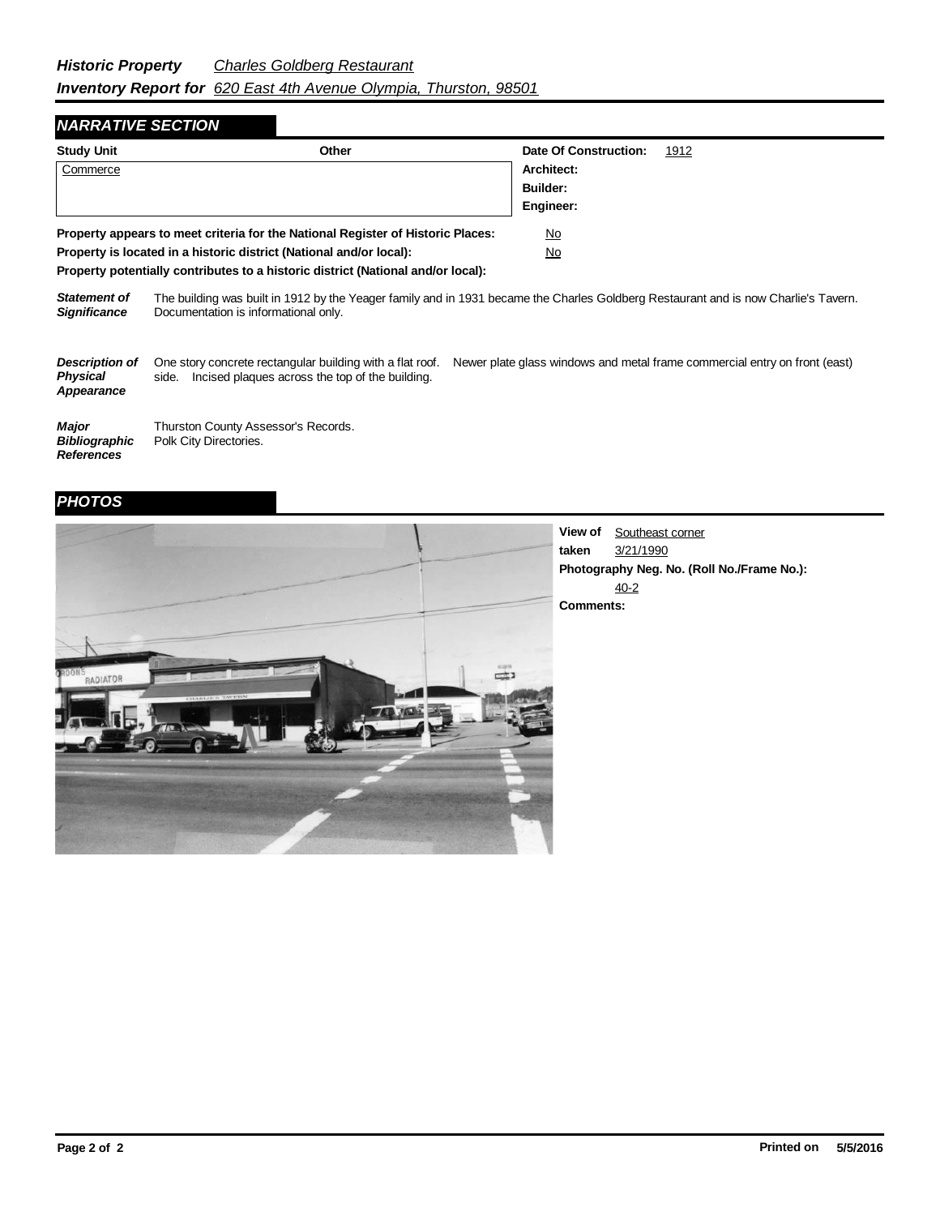**Historic Property** *Charles Goldberg Restaurant*
**Inventory Report for** *620 East 4th Avenue Olympia, Thurston, 98501*

## NARRATIVE SECTION

| Study Unit | Other | |
|---|---|---|
| Commerce | | **Date Of Construction:** 1912 |
| | | **Architect:** |
| | | **Builder:** |
| | | **Engineer:** |

**Property appears to meet criteria for the National Register of Historic Places:** No

**Property is located in a historic district (National and/or local):** No

**Property potentially contributes to a historic district (National and/or local):**

***Statement of Significance***

The building was built in 1912 by the Yeager family and in 1931 became the Charles Goldberg Restaurant and is now Charlie's Tavern. Documentation is informational only.

***Description of Physical Appearance***

One story concrete rectangular building with a flat roof. Newer plate glass windows and metal frame commercial entry on front (east) side. Incised plaques across the top of the building.

***Major Bibliographic References***

Thurston County Assessor's Records.
Polk City Directories.

## PHOTOS

**View of** Southeast corner
**taken** 3/21/1990
**Photography Neg. No. (Roll No./Frame No.):** 40-2
**Comments:**

**Printed on** 5/5/2016